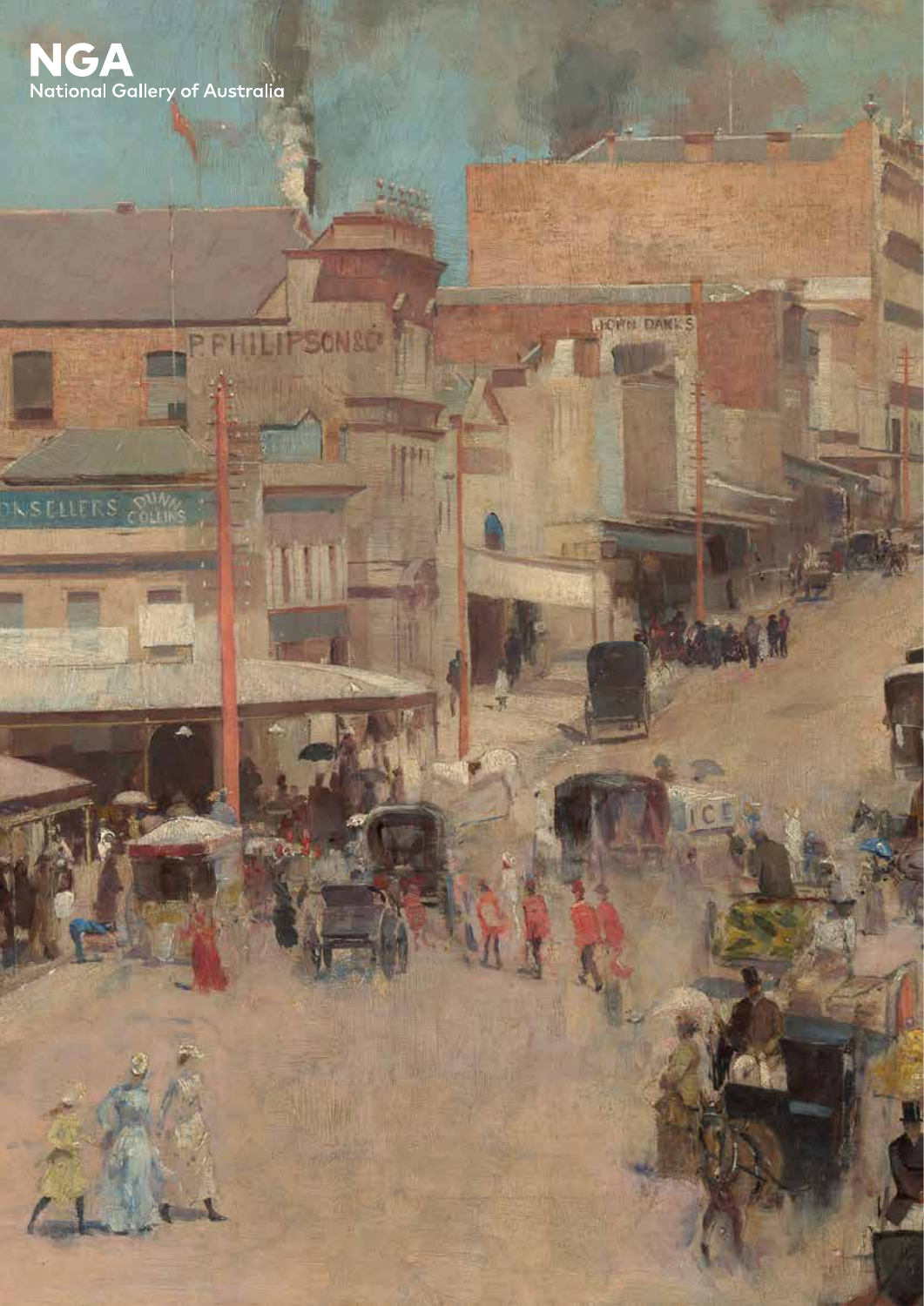# NGA

National Gallery of Australia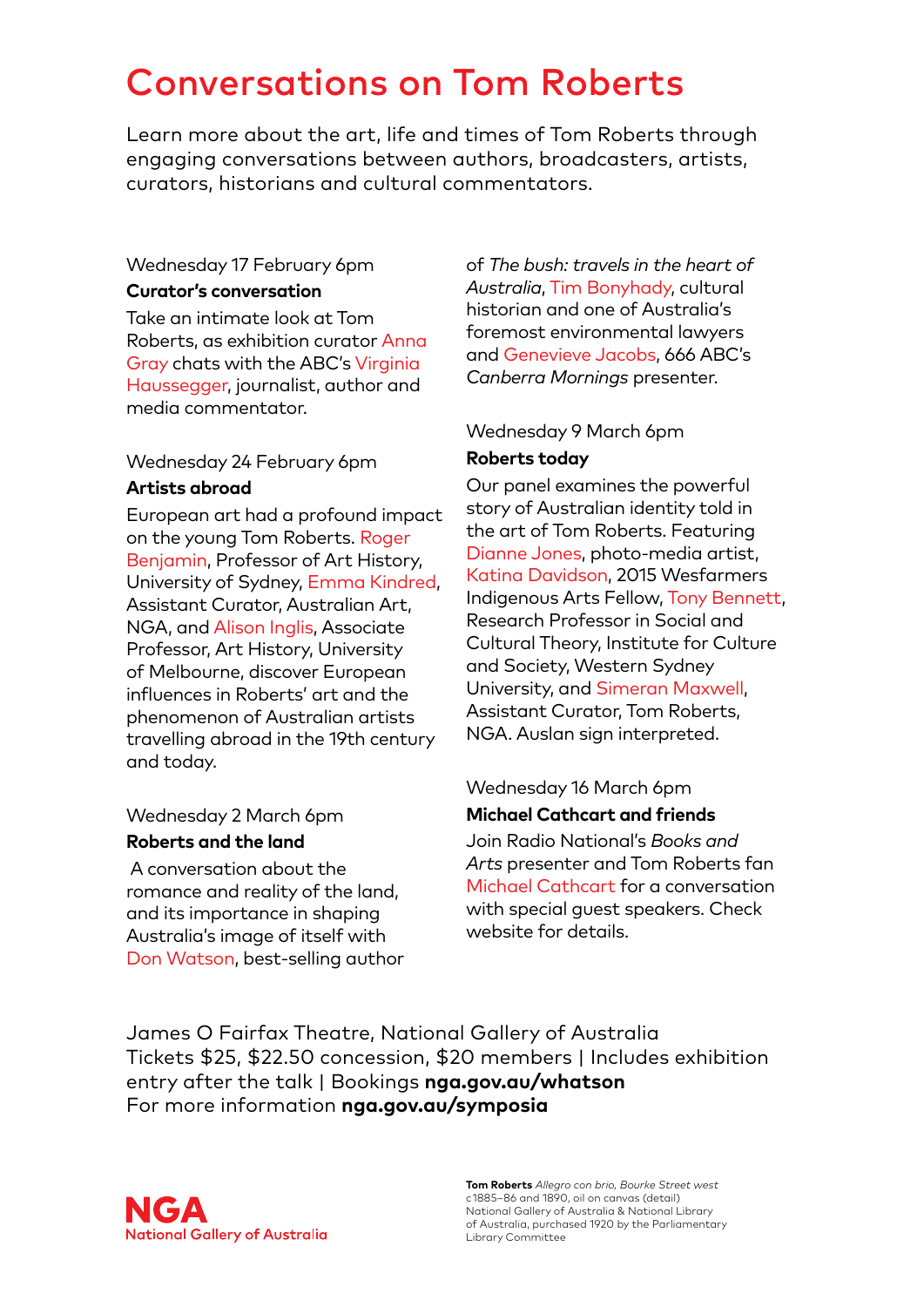# Conversations on Tom Roberts

Learn more about the art, life and times of Tom Roberts through engaging conversations between authors, broadcasters, artists, curators, historians and cultural commentators.

Wednesday 17 February 6pm

**Curator's conversation**

Take an intimate look at Tom Roberts, as exhibition curator Anna Gray chats with the ABC's Virginia Haussegger, journalist, author and media commentator.

Wednesday 24 February 6pm

**Artists abroad**

European art had a profound impact on the young Tom Roberts. Roger Benjamin, Professor of Art History, University of Sydney, Emma Kindred, Assistant Curator, Australian Art, NGA, and Alison Inglis, Associate Professor, Art History, University of Melbourne, discover European influences in Roberts' art and the phenomenon of Australian artists travelling abroad in the 19th century and today.

Wednesday 2 March 6pm

**Roberts and the land**

A conversation about the romance and reality of the land, and its importance in shaping Australia's image of itself with Don Watson, best-selling author of *The bush: travels in the heart of Australia*, Tim Bonyhady, cultural historian and one of Australia's foremost environmental lawyers and Genevieve Jacobs, 666 ABC's *Canberra Mornings* presenter.

Wednesday 9 March 6pm

**Roberts today**

Our panel examines the powerful story of Australian identity told in the art of Tom Roberts. Featuring Dianne Jones, photo-media artist, Katina Davidson, 2015 Wesfarmers Indigenous Arts Fellow, Tony Bennett, Research Professor in Social and Cultural Theory, Institute for Culture and Society, Western Sydney University, and Simeran Maxwell, Assistant Curator, Tom Roberts, NGA. Auslan sign interpreted.

Wednesday 16 March 6pm

**Michael Cathcart and friends**

Join Radio National's *Books and Arts* presenter and Tom Roberts fan Michael Cathcart for a conversation with special guest speakers. Check website for details.

James O Fairfax Theatre, National Gallery of Australia
Tickets $25, $22.50 concession, $20 members | Includes exhibition entry after the talk | Bookings **nga.gov.au/whatson**
For more information **nga.gov.au/symposia**

NGA
National Gallery of Australia

**Tom Roberts** *Allegro con brio, Bourke Street west* c1885–86 and 1890, oil on canvas (detail)
National Gallery of Australia & National Library of Australia, purchased 1920 by the Parliamentary Library Committee